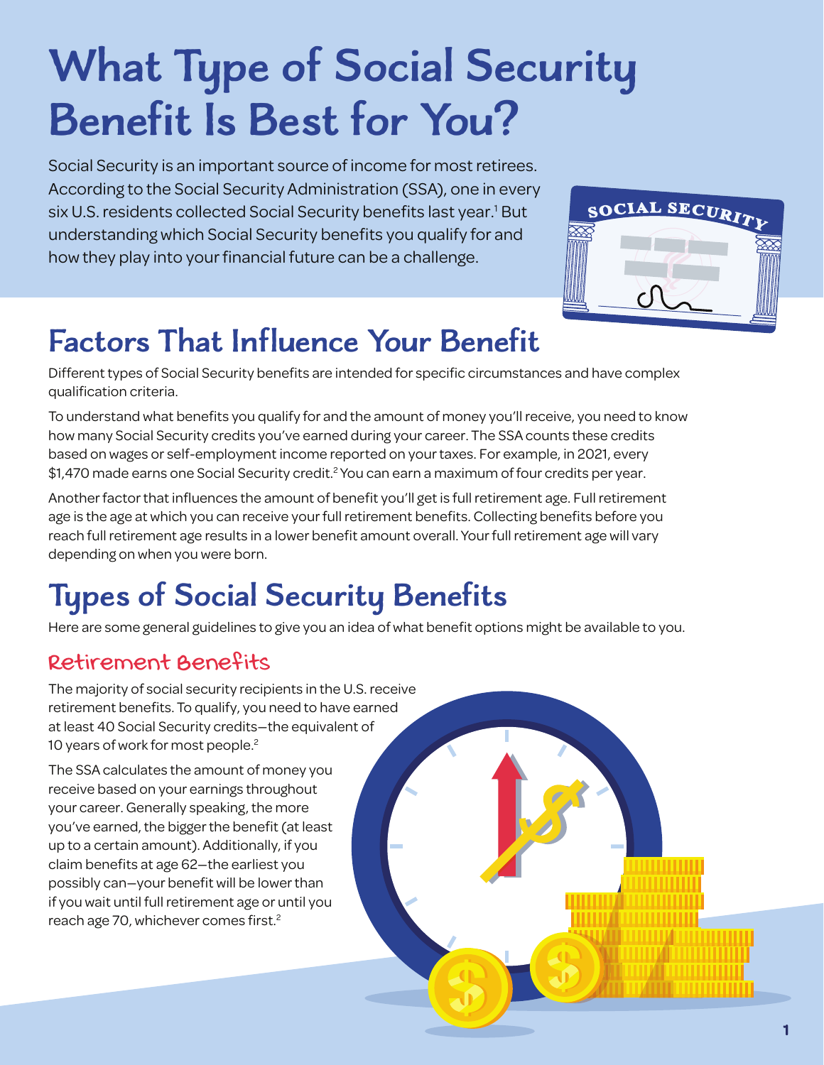# What Type of Social Security Benefit Is Best for You?

Social Security is an important source of income for most retirees. According to the Social Security Administration (SSA), one in every six U.S. residents collected Social Security benefits last year.[1] But understanding which Social Security benefits you qualify for and how they play into your financial future can be a challenge.

## Factors That Influence Your Benefit

Different types of Social Security benefits are intended for specific circumstances and have complex qualification criteria.

To understand what benefits you qualify for and the amount of money you'll receive, you need to know how many Social Security credits you've earned during your career. The SSA counts these credits based on wages or self-employment income reported on your taxes. For example, in 2021, every $1,470 made earns one Social Security credit.[2] You can earn a maximum of four credits per year.

Another factor that influences the amount of benefit you'll get is full retirement age. Full retirement age is the age at which you can receive your full retirement benefits. Collecting benefits before you reach full retirement age results in a lower benefit amount overall. Your full retirement age will vary depending on when you were born.

## Types of Social Security Benefits

Here are some general guidelines to give you an idea of what benefit options might be available to you.

### Retirement Benefits

The majority of social security recipients in the U.S. receive retirement benefits. To qualify, you need to have earned at least 40 Social Security credits—the equivalent of 10 years of work for most people.[2]

The SSA calculates the amount of money you receive based on your earnings throughout your career. Generally speaking, the more you've earned, the bigger the benefit (at least up to a certain amount). Additionally, if you claim benefits at age 62—the earliest you possibly can—your benefit will be lower than if you wait until full retirement age or until you reach age 70, whichever comes first.[2]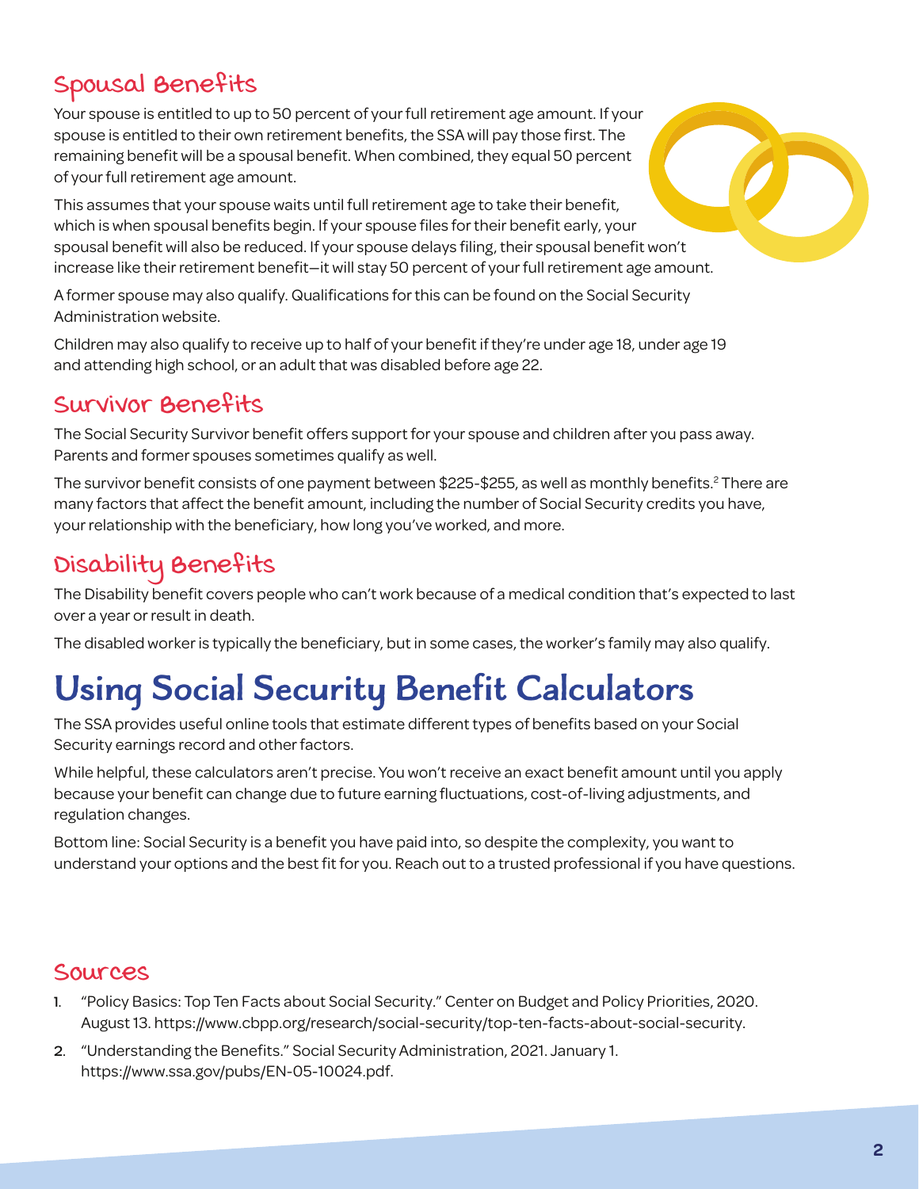## Spousal Benefits

Your spouse is entitled to up to 50 percent of your full retirement age amount. If your spouse is entitled to their own retirement benefits, the SSA will pay those first. The remaining benefit will be a spousal benefit. When combined, they equal 50 percent of your full retirement age amount.

This assumes that your spouse waits until full retirement age to take their benefit, which is when spousal benefits begin. If your spouse files for their benefit early, your spousal benefit will also be reduced. If your spouse delays filing, their spousal benefit won't increase like their retirement benefit—it will stay 50 percent of your full retirement age amount.

A former spouse may also qualify. Qualifications for this can be found on the Social Security Administration website.

Children may also qualify to receive up to half of your benefit if they're under age 18, under age 19 and attending high school, or an adult that was disabled before age 22.

## Survivor Benefits

The Social Security Survivor benefit offers support for your spouse and children after you pass away. Parents and former spouses sometimes qualify as well.

The survivor benefit consists of one payment between $225-$255, as well as monthly benefits.[2] There are many factors that affect the benefit amount, including the number of Social Security credits you have, your relationship with the beneficiary, how long you've worked, and more.

## Disability Benefits

The Disability benefit covers people who can't work because of a medical condition that's expected to last over a year or result in death.

The disabled worker is typically the beneficiary, but in some cases, the worker's family may also qualify.

# Using Social Security Benefit Calculators

The SSA provides useful online tools that estimate different types of benefits based on your Social Security earnings record and other factors.

While helpful, these calculators aren't precise. You won't receive an exact benefit amount until you apply because your benefit can change due to future earning fluctuations, cost-of-living adjustments, and regulation changes.

Bottom line: Social Security is a benefit you have paid into, so despite the complexity, you want to understand your options and the best fit for you. Reach out to a trusted professional if you have questions.

## Sources

1. "Policy Basics: Top Ten Facts about Social Security." Center on Budget and Policy Priorities, 2020. August 13. https://www.cbpp.org/research/social-security/top-ten-facts-about-social-security.
2. "Understanding the Benefits." Social Security Administration, 2021. January 1. https://www.ssa.gov/pubs/EN-05-10024.pdf.